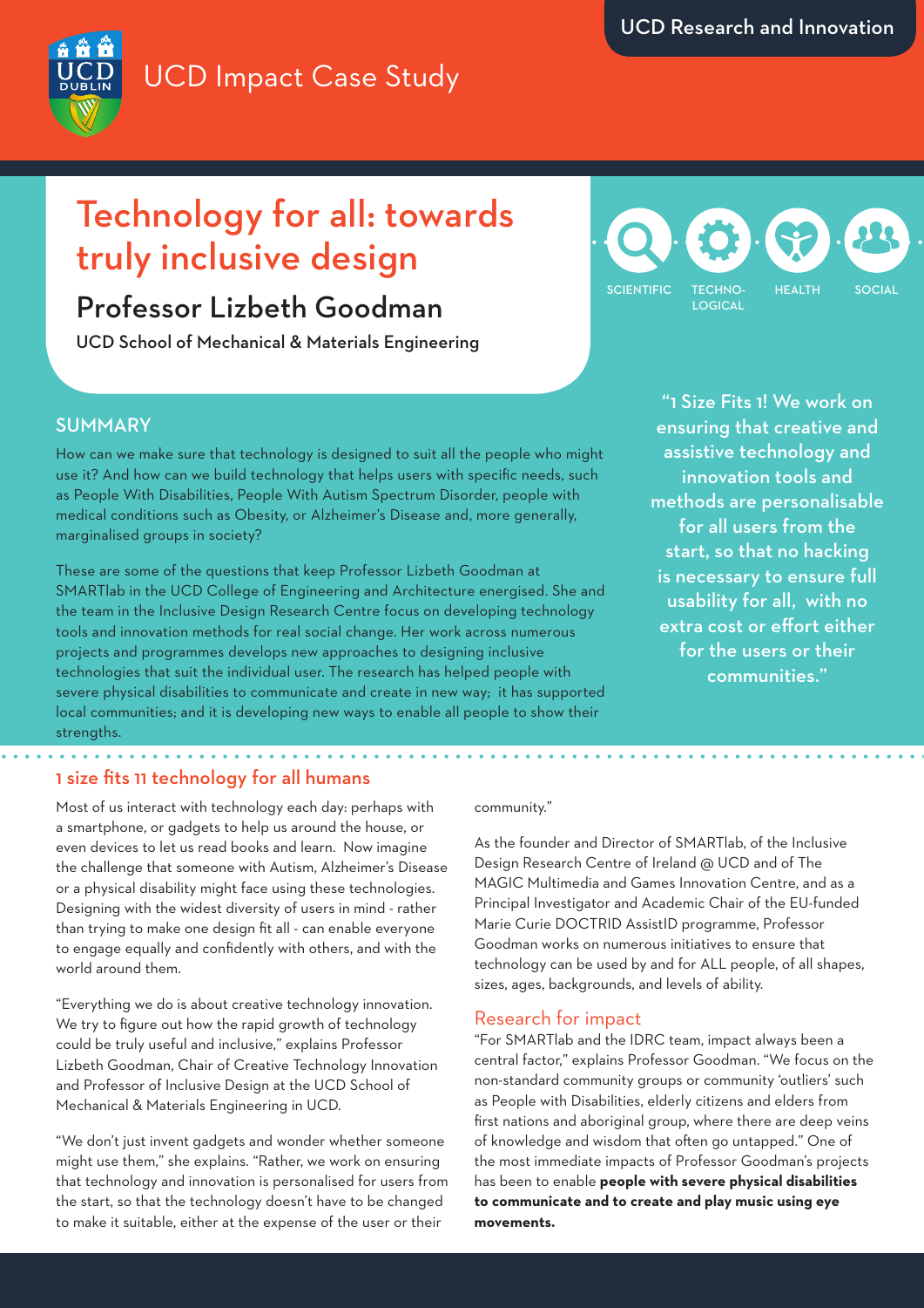UCD Research and Innovation

UCD Impact Case Study

# Technology for all: towards truly inclusive design

## Professor Lizbeth Goodman

UCD School of Mechanical & Materials Engineering

SCIENTIFIC | TECHNOLOGICAL | HEALTH | SOCIAL

### SUMMARY

How can we make sure that technology is designed to suit all the people who might use it? And how can we build technology that helps users with specific needs, such as People With Disabilities, People With Autism Spectrum Disorder, people with medical conditions such as Obesity, or Alzheimer's Disease and, more generally, marginalised groups in society?

These are some of the questions that keep Professor Lizbeth Goodman at SMARTlab in the UCD College of Engineering and Architecture energised. She and the team in the Inclusive Design Research Centre focus on developing technology tools and innovation methods for real social change. Her work across numerous projects and programmes develops new approaches to designing inclusive technologies that suit the individual user. The research has helped people with severe physical disabilities to communicate and create in new way; it has supported local communities; and it is developing new ways to enable all people to show their strengths.

"1 Size Fits 1! We work on ensuring that creative and assistive technology and innovation tools and methods are personalisable for all users from the start, so that no hacking is necessary to ensure full usability for all, with no extra cost or effort either for the users or their communities."

### 1 size fits 1 technology for all humans

Most of us interact with technology each day: perhaps with a smartphone, or gadgets to help us around the house, or even devices to let us read books and learn. Now imagine the challenge that someone with Autism, Alzheimer's Disease or a physical disability might face using these technologies. Designing with the widest diversity of users in mind - rather than trying to make one design fit all - can enable everyone to engage equally and confidently with others, and with the world around them.

"Everything we do is about creative technology innovation. We try to figure out how the rapid growth of technology could be truly useful and inclusive," explains Professor Lizbeth Goodman, Chair of Creative Technology Innovation and Professor of Inclusive Design at the UCD School of Mechanical & Materials Engineering in UCD.

"We don't just invent gadgets and wonder whether someone might use them," she explains. "Rather, we work on ensuring that technology and innovation is personalised for users from the start, so that the technology doesn't have to be changed to make it suitable, either at the expense of the user or their community."

As the founder and Director of SMARTlab, of the Inclusive Design Research Centre of Ireland @ UCD and of The MAGIC Multimedia and Games Innovation Centre, and as a Principal Investigator and Academic Chair of the EU-funded Marie Curie DOCTRID AssistID programme, Professor Goodman works on numerous initiatives to ensure that technology can be used by and for ALL people, of all shapes, sizes, ages, backgrounds, and levels of ability.

### Research for impact

"For SMARTlab and the IDRC team, impact always been a central factor," explains Professor Goodman. "We focus on the non-standard community groups or community 'outliers' such as People with Disabilities, elderly citizens and elders from first nations and aboriginal group, where there are deep veins of knowledge and wisdom that often go untapped." One of the most immediate impacts of Professor Goodman's projects has been to enable **people with severe physical disabilities to communicate and to create and play music using eye movements.**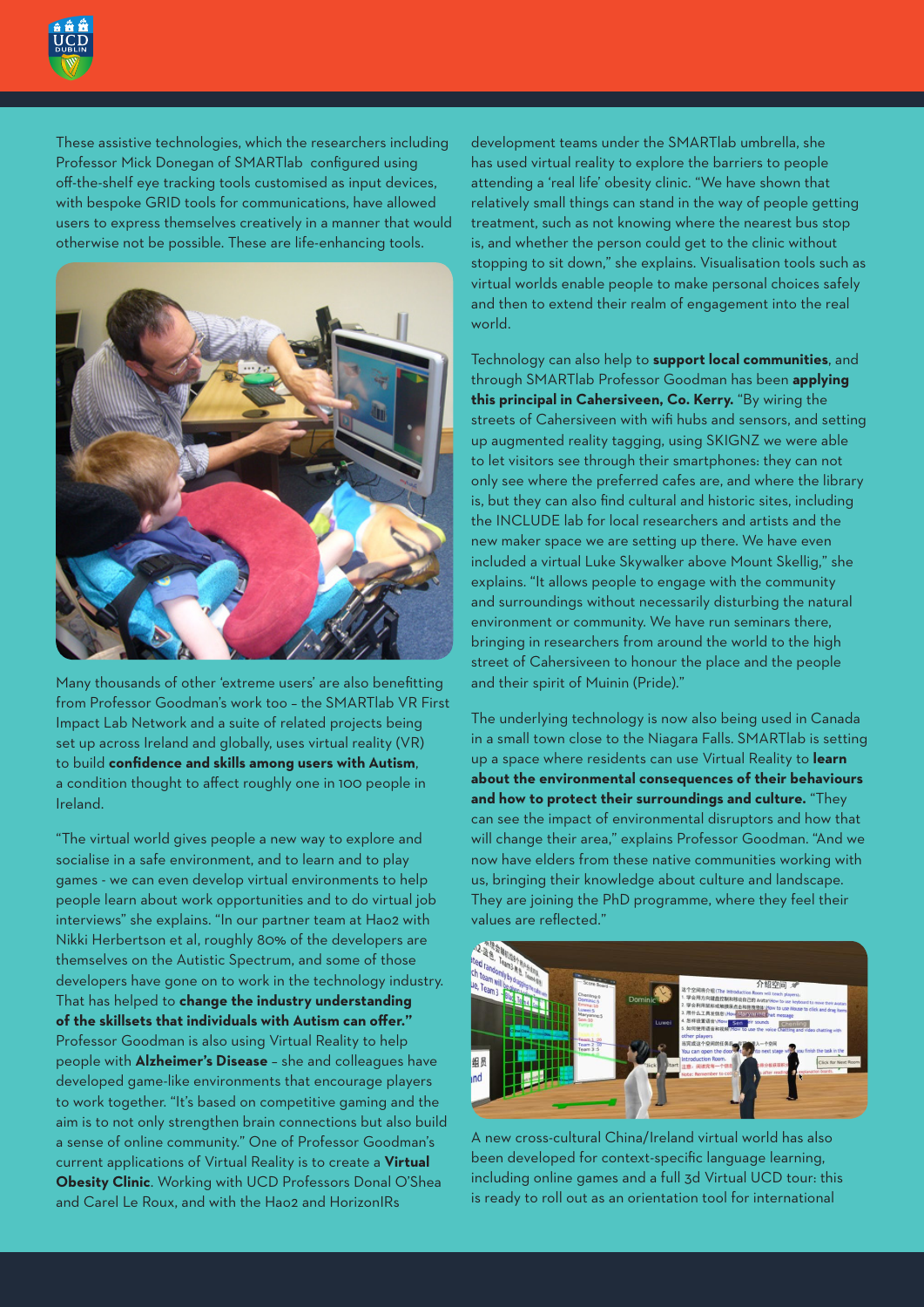These assistive technologies, which the researchers including Professor Mick Donegan of SMARTlab configured using off-the-shelf eye tracking tools customised as input devices, with bespoke GRID tools for communications, have allowed users to express themselves creatively in a manner that would otherwise not be possible. These are life-enhancing tools.

Many thousands of other 'extreme users' are also benefitting from Professor Goodman's work too – the SMARTlab VR First Impact Lab Network and a suite of related projects being set up across Ireland and globally, uses virtual reality (VR) to build **confidence and skills among users with Autism**, a condition thought to affect roughly one in 100 people in Ireland.

"The virtual world gives people a new way to explore and socialise in a safe environment, and to learn and to play games - we can even develop virtual environments to help people learn about work opportunities and to do virtual job interviews" she explains. "In our partner team at Hao2 with Nikki Herbertson et al, roughly 80% of the developers are themselves on the Autistic Spectrum, and some of those developers have gone on to work in the technology industry. That has helped to **change the industry understanding of the skillsets that individuals with Autism can offer."** Professor Goodman is also using Virtual Reality to help people with **Alzheimer's Disease** – she and colleagues have developed game-like environments that encourage players to work together. "It's based on competitive gaming and the aim is to not only strengthen brain connections but also build a sense of online community." One of Professor Goodman's current applications of Virtual Reality is to create a **Virtual Obesity Clinic**. Working with UCD Professors Donal O'Shea and Carel Le Roux, and with the Hao2 and HorizonIRs development teams under the SMARTlab umbrella, she has used virtual reality to explore the barriers to people attending a 'real life' obesity clinic. "We have shown that relatively small things can stand in the way of people getting treatment, such as not knowing where the nearest bus stop is, and whether the person could get to the clinic without stopping to sit down," she explains. Visualisation tools such as virtual worlds enable people to make personal choices safely and then to extend their realm of engagement into the real world.

Technology can also help to **support local communities**, and through SMARTlab Professor Goodman has been **applying this principal in Cahersiveen, Co. Kerry.** "By wiring the streets of Cahersiveen with wifi hubs and sensors, and setting up augmented reality tagging, using SKIGNZ we were able to let visitors see through their smartphones: they can not only see where the preferred cafes are, and where the library is, but they can also find cultural and historic sites, including the INCLUDE lab for local researchers and artists and the new maker space we are setting up there. We have even included a virtual Luke Skywalker above Mount Skellig," she explains. "It allows people to engage with the community and surroundings without necessarily disturbing the natural environment or community. We have run seminars there, bringing in researchers from around the world to the high street of Cahersiveen to honour the place and the people and their spirit of Muinin (Pride)."

The underlying technology is now also being used in Canada in a small town close to the Niagara Falls. SMARTlab is setting up a space where residents can use Virtual Reality to **learn about the environmental consequences of their behaviours and how to protect their surroundings and culture.** "They can see the impact of environmental disruptors and how that will change their area," explains Professor Goodman. "And we now have elders from these native communities working with us, bringing their knowledge about culture and landscape. They are joining the PhD programme, where they feel their values are reflected."

A new cross-cultural China/Ireland virtual world has also been developed for context-specific language learning, including online games and a full 3d Virtual UCD tour: this is ready to roll out as an orientation tool for international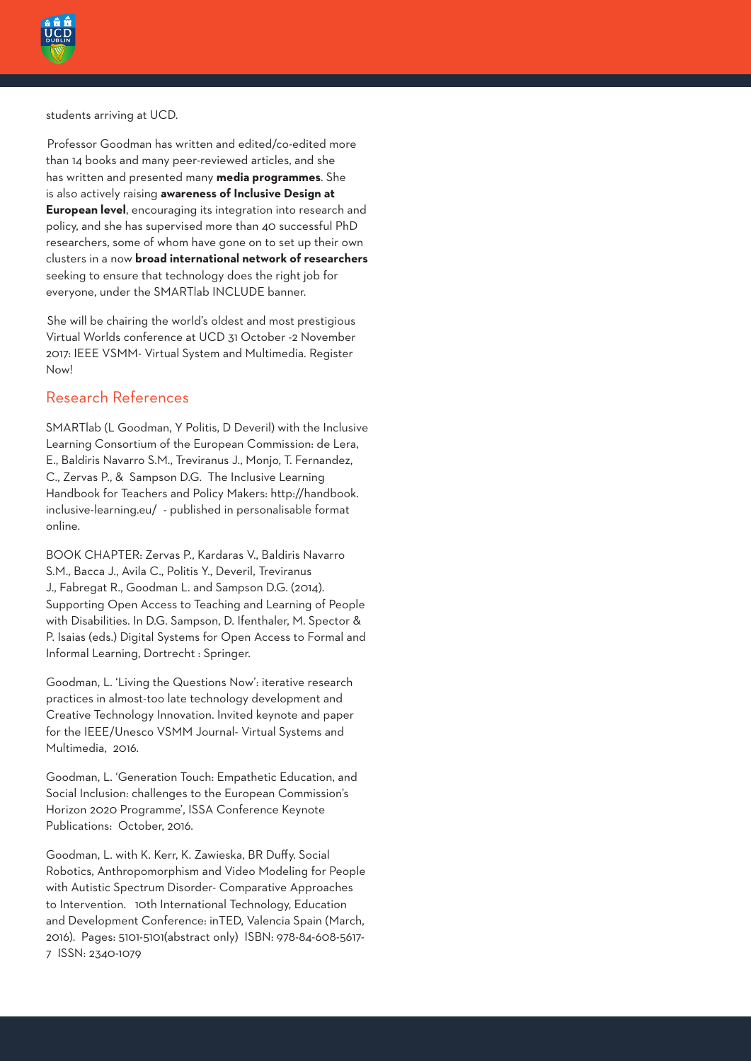students arriving at UCD.

Professor Goodman has written and edited/co-edited more than 14 books and many peer-reviewed articles, and she has written and presented many **media programmes**. She is also actively raising **awareness of Inclusive Design at European level**, encouraging its integration into research and policy, and she has supervised more than 40 successful PhD researchers, some of whom have gone on to set up their own clusters in a now **broad international network of researchers** seeking to ensure that technology does the right job for everyone, under the SMARTlab INCLUDE banner.

She will be chairing the world's oldest and most prestigious Virtual Worlds conference at UCD 31 October -2 November 2017: IEEE VSMM- Virtual System and Multimedia. Register Now!

## Research References

SMARTlab (L Goodman, Y Politis, D Deveril) with the Inclusive Learning Consortium of the European Commission: de Lera, E., Baldiris Navarro S.M., Treviranus J., Monjo, T. Fernandez, C., Zervas P., & Sampson D.G. The Inclusive Learning Handbook for Teachers and Policy Makers: http://handbook.inclusive-learning.eu/ - published in personalisable format online.

BOOK CHAPTER: Zervas P., Kardaras V., Baldiris Navarro S.M., Bacca J., Avila C., Politis Y., Deveril, Treviranus J., Fabregat R., Goodman L. and Sampson D.G. (2014). Supporting Open Access to Teaching and Learning of People with Disabilities. In D.G. Sampson, D. Ifenthaler, M. Spector & P. Isaias (eds.) Digital Systems for Open Access to Formal and Informal Learning, Dortrecht : Springer.

Goodman, L. 'Living the Questions Now': iterative research practices in almost-too late technology development and Creative Technology Innovation. Invited keynote and paper for the IEEE/Unesco VSMM Journal- Virtual Systems and Multimedia, 2016.

Goodman, L. 'Generation Touch: Empathetic Education, and Social Inclusion: challenges to the European Commission's Horizon 2020 Programme', ISSA Conference Keynote Publications: October, 2016.

Goodman, L. with K. Kerr, K. Zawieska, BR Duffy. Social Robotics, Anthropomorphism and Video Modeling for People with Autistic Spectrum Disorder- Comparative Approaches to Intervention. 10th International Technology, Education and Development Conference: inTED, Valencia Spain (March, 2016). Pages: 5101-5101(abstract only) ISBN: 978-84-608-5617-7 ISSN: 2340-1079